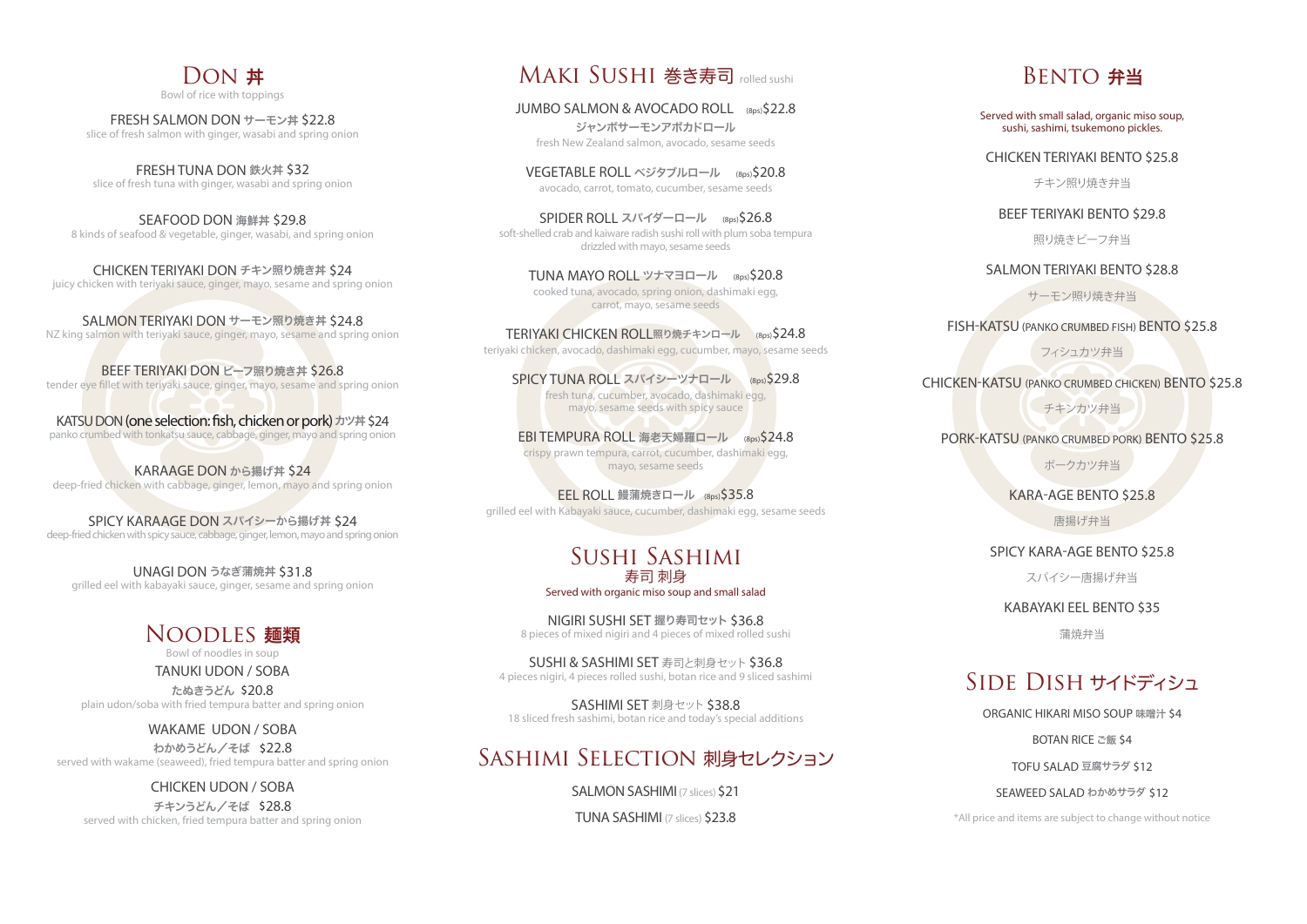## DON 丼

Bowl of rice with toppings

FRESH SALMON DON サーモン丼 $22.8
slice of fresh salmon with ginger, wasabi and spring onion

FRESH TUNA DON 鉄火丼 $32
slice of fresh tuna with ginger, wasabi and spring onion

SEAFOOD DON 海鮮丼 $29.8
8 kinds of seafood & vegetable, ginger, wasabi, and spring onion

CHICKEN TERIYAKI DON チキン照り焼き丼 $24
juicy chicken with teriyaki sauce, ginger, mayo, sesame and spring onion

SALMON TERIYAKI DON サーモン照り焼き丼 $24.8
NZ king salmon with teriyaki sauce, ginger, mayo, sesame and spring onion

BEEF TERIYAKI DON ビーフ照り焼き丼 $26.8
tender eye fillet with teriyaki sauce, ginger, mayo, sesame and spring onion

KATSU DON (one selection: fish, chicken or pork) カツ丼 $24
panko crumbed with tonkatsu sauce, cabbage, ginger, mayo and spring onion

KARAAGE DON から揚げ丼 $24
deep-fried chicken with cabbage, ginger, lemon, mayo and spring onion

SPICY KARAAGE DON スパイシーから揚げ丼 $24
deep-fried chicken with spicy sauce, cabbage, ginger, lemon, mayo and spring onion

UNAGI DON うなぎ蒲焼丼 $31.8
grilled eel with kabayaki sauce, ginger, sesame and spring onion

## NOODLES 麺類

Bowl of noodles in soup

TANUKI UDON / SOBA
たぬきうどん $20.8
plain udon/soba with fried tempura batter and spring onion

WAKAME UDON / SOBA
わかめうどん／そば $22.8
served with wakame (seaweed), fried tempura batter and spring onion

CHICKEN UDON / SOBA
チキンうどん／そば $28.8
served with chicken, fried tempura batter and spring onion

## MAKI SUSHI 巻き寿司 rolled sushi

JUMBO SALMON & AVOCADO ROLL (8ps) $22.8
ジャンボサーモンアボカドロール
fresh New Zealand salmon, avocado, sesame seeds

VEGETABLE ROLL ベジタブルロール (8ps) $20.8
avocado, carrot, tomato, cucumber, sesame seeds

SPIDER ROLL スパイダーロール (8ps) $26.8
soft-shelled crab and kaiware radish sushi roll with plum soba tempura drizzled with mayo, sesame seeds

TUNA MAYO ROLL ツナマヨロール (8ps) $20.8
cooked tuna, avocado, spring onion, dashimaki egg, carrot, mayo, sesame seeds

TERIYAKI CHICKEN ROLL 照り焼チキンロール (8ps) $24.8
teriyaki chicken, avocado, dashimaki egg, cucumber, mayo, sesame seeds

SPICY TUNA ROLL スパイシーツナロール (8ps) $29.8
fresh tuna, cucumber, avocado, dashimaki egg, mayo, sesame seeds with spicy sauce

EBI TEMPURA ROLL 海老天婦羅ロール (8ps) $24.8
crispy prawn tempura, carrot, cucumber, dashimaki egg, mayo, sesame seeds

EEL ROLL 鰻蒲焼きロール (8ps) $35.8
grilled eel with Kabayaki sauce, cucumber, dashimaki egg, sesame seeds

## SUSHI SASHIMI 寿司 刺身

Served with organic miso soup and small salad

NIGIRI SUSHI SET 握り寿司セット $36.8
8 pieces of mixed nigiri and 4 pieces of mixed rolled sushi

SUSHI & SASHIMI SET 寿司と刺身セット $36.8
4 pieces nigiri, 4 pieces rolled sushi, botan rice and 9 sliced sashimi

SASHIMI SET 刺身セット $38.8
18 sliced fresh sashimi, botan rice and today's special additions

## SASHIMI SELECTION 刺身セレクション

SALMON SASHIMI (7 slices) $21

TUNA SASHIMI (7 slices) $23.8

## BENTO 弁当

Served with small salad, organic miso soup, sushi, sashimi, tsukemono pickles.

CHICKEN TERIYAKI BENTO $25.8
チキン照り焼き弁当

BEEF TERIYAKI BENTO $29.8
照り焼きビーフ弁当

SALMON TERIYAKI BENTO $28.8
サーモン照り焼き弁当

FISH-KATSU (PANKO CRUMBED FISH) BENTO $25.8
フィシュカツ弁当

CHICKEN-KATSU (PANKO CRUMBED CHICKEN) BENTO $25.8
チキンカツ弁当

PORK-KATSU (PANKO CRUMBED PORK) BENTO $25.8
ポークカツ弁当

KARA-AGE BENTO $25.8
唐揚げ弁当

SPICY KARA-AGE BENTO $25.8
スパイシー唐揚げ弁当

KABAYAKI EEL BENTO $35
蒲焼弁当

## SIDE DISH サイドディシュ

ORGANIC HIKARI MISO SOUP 味噌汁 $4

BOTAN RICE ご飯 $4

TOFU SALAD 豆腐サラダ $12

SEAWEED SALAD わかめサラダ $12

*All price and items are subject to change without notice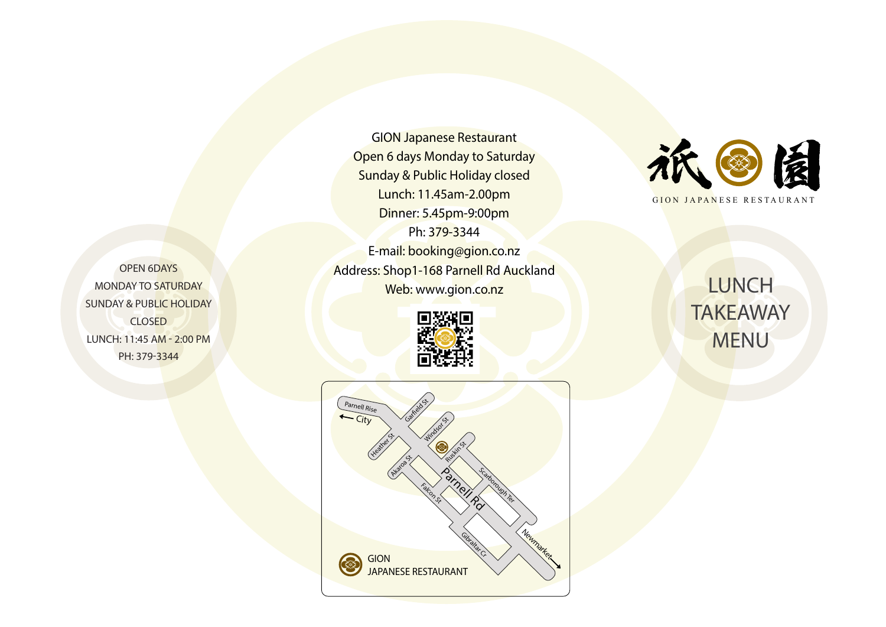OPEN 6DAYS
MONDAY TO SATURDAY
SUNDAY & PUBLIC HOLIDAY
CLOSED
LUNCH: 11:45 AM - 2:00 PM
PH: 379-3344

GION Japanese Restaurant
Open 6 days Monday to Saturday
Sunday & Public Holiday closed
Lunch: 11.45am-2.00pm
Dinner: 5.45pm-9:00pm
Ph: 379-3344
E-mail: booking@gion.co.nz
Address: Shop1-168 Parnell Rd Auckland
Web: www.gion.co.nz

Parnell Rise
← City
Garfield St
Heather St
Windsor St
Akaroa St
Ruskin St
Parnell Rd
Falcon St
Scarborough Ter
Gibraltar Cr
Newmarket →

GION
JAPANESE RESTAURANT

祇園
GION JAPANESE RESTAURANT

# LUNCH TAKEAWAY MENU